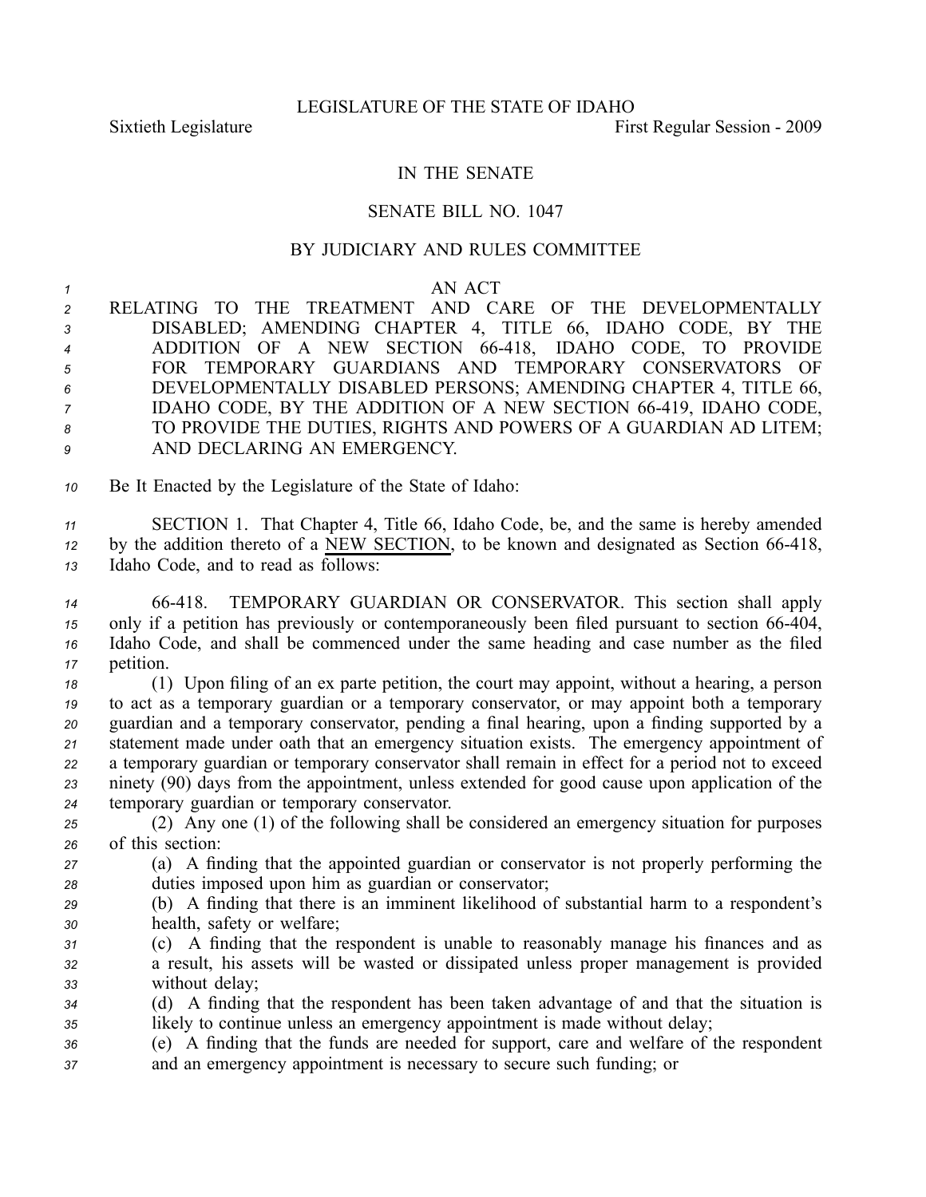LEGISLATURE OF THE STATE OF IDAHO

Sixtieth Legislature First Regular Session - 2009

IN THE SENATE

SENATE BILL NO. 1047

BY JUDICIARY AND RULES COMMITTEE

AN ACT

RELATING TO THE TREATMENT AND CARE OF THE DEVELOPMENTALLY DISABLED; AMENDING CHAPTER 4, TITLE 66, IDAHO CODE, BY THE ADDITION OF A NEW SECTION 66-418, IDAHO CODE, TO PROVIDE FOR TEMPORARY GUARDIANS AND TEMPORARY CONSERVATORS OF DEVELOPMENTALLY DISABLED PERSONS; AMENDING CHAPTER 4, TITLE 66, IDAHO CODE, BY THE ADDITION OF A NEW SECTION 66-419, IDAHO CODE, TO PROVIDE THE DUTIES, RIGHTS AND POWERS OF A GUARDIAN AD LITEM; AND DECLARING AN EMERGENCY.

Be It Enacted by the Legislature of the State of Idaho:

SECTION 1. That Chapter 4, Title 66, Idaho Code, be, and the same is hereby amended by the addition thereto of a NEW SECTION, to be known and designated as Section 66-418, Idaho Code, and to read as follows:

66-418. TEMPORARY GUARDIAN OR CONSERVATOR. This section shall apply only if a petition has previously or contemporaneously been filed pursuant to section 66-404, Idaho Code, and shall be commenced under the same heading and case number as the filed petition.

(1) Upon filing of an ex parte petition, the court may appoint, without a hearing, a person to act as a temporary guardian or a temporary conservator, or may appoint both a temporary guardian and a temporary conservator, pending a final hearing, upon a finding supported by a statement made under oath that an emergency situation exists. The emergency appointment of a temporary guardian or temporary conservator shall remain in effect for a period not to exceed ninety (90) days from the appointment, unless extended for good cause upon application of the temporary guardian or temporary conservator.

(2) Any one (1) of the following shall be considered an emergency situation for purposes of this section:

(a) A finding that the appointed guardian or conservator is not properly performing the duties imposed upon him as guardian or conservator;

(b) A finding that there is an imminent likelihood of substantial harm to a respondent's health, safety or welfare;

(c) A finding that the respondent is unable to reasonably manage his finances and as a result, his assets will be wasted or dissipated unless proper management is provided without delay;

(d) A finding that the respondent has been taken advantage of and that the situation is likely to continue unless an emergency appointment is made without delay;

(e) A finding that the funds are needed for support, care and welfare of the respondent and an emergency appointment is necessary to secure such funding; or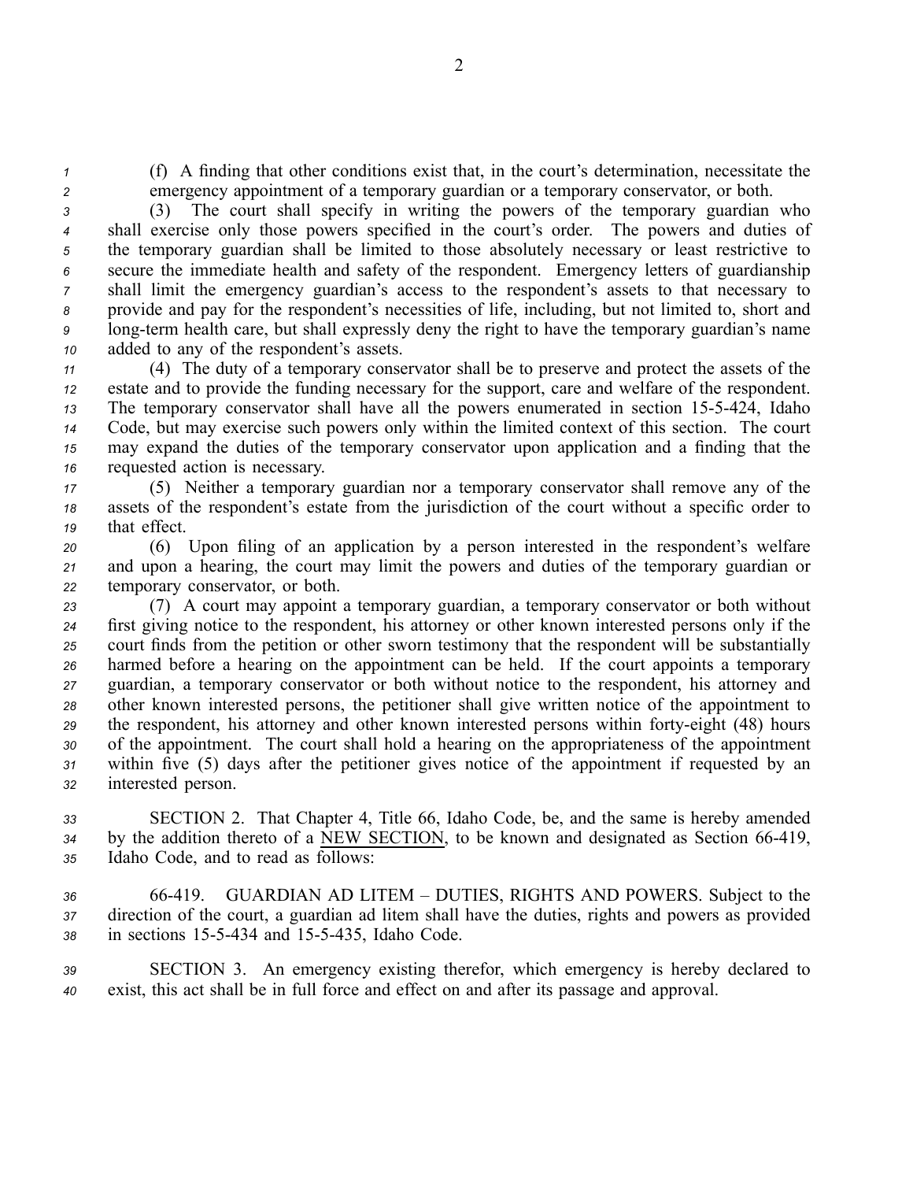(f) A finding that other conditions exist that, in the court's determination, necessitate the emergency appointment of a temporary guardian or a temporary conservator, or both.

(3) The court shall specify in writing the powers of the temporary guardian who shall exercise only those powers specified in the court's order. The powers and duties of the temporary guardian shall be limited to those absolutely necessary or least restrictive to secure the immediate health and safety of the respondent. Emergency letters of guardianship shall limit the emergency guardian's access to the respondent's assets to that necessary to provide and pay for the respondent's necessities of life, including, but not limited to, short and long-term health care, but shall expressly deny the right to have the temporary guardian's name added to any of the respondent's assets.

(4) The duty of a temporary conservator shall be to preserve and protect the assets of the estate and to provide the funding necessary for the support, care and welfare of the respondent. The temporary conservator shall have all the powers enumerated in section 15-5-424, Idaho Code, but may exercise such powers only within the limited context of this section. The court may expand the duties of the temporary conservator upon application and a finding that the requested action is necessary.

(5) Neither a temporary guardian nor a temporary conservator shall remove any of the assets of the respondent's estate from the jurisdiction of the court without a specific order to that effect.

(6) Upon filing of an application by a person interested in the respondent's welfare and upon a hearing, the court may limit the powers and duties of the temporary guardian or temporary conservator, or both.

(7) A court may appoint a temporary guardian, a temporary conservator or both without first giving notice to the respondent, his attorney or other known interested persons only if the court finds from the petition or other sworn testimony that the respondent will be substantially harmed before a hearing on the appointment can be held. If the court appoints a temporary guardian, a temporary conservator or both without notice to the respondent, his attorney and other known interested persons, the petitioner shall give written notice of the appointment to the respondent, his attorney and other known interested persons within forty-eight (48) hours of the appointment. The court shall hold a hearing on the appropriateness of the appointment within five (5) days after the petitioner gives notice of the appointment if requested by an interested person.

SECTION 2. That Chapter 4, Title 66, Idaho Code, be, and the same is hereby amended by the addition thereto of a NEW SECTION, to be known and designated as Section 66-419, Idaho Code, and to read as follows:

66-419. GUARDIAN AD LITEM – DUTIES, RIGHTS AND POWERS. Subject to the direction of the court, a guardian ad litem shall have the duties, rights and powers as provided in sections 15-5-434 and 15-5-435, Idaho Code.

SECTION 3. An emergency existing therefor, which emergency is hereby declared to exist, this act shall be in full force and effect on and after its passage and approval.